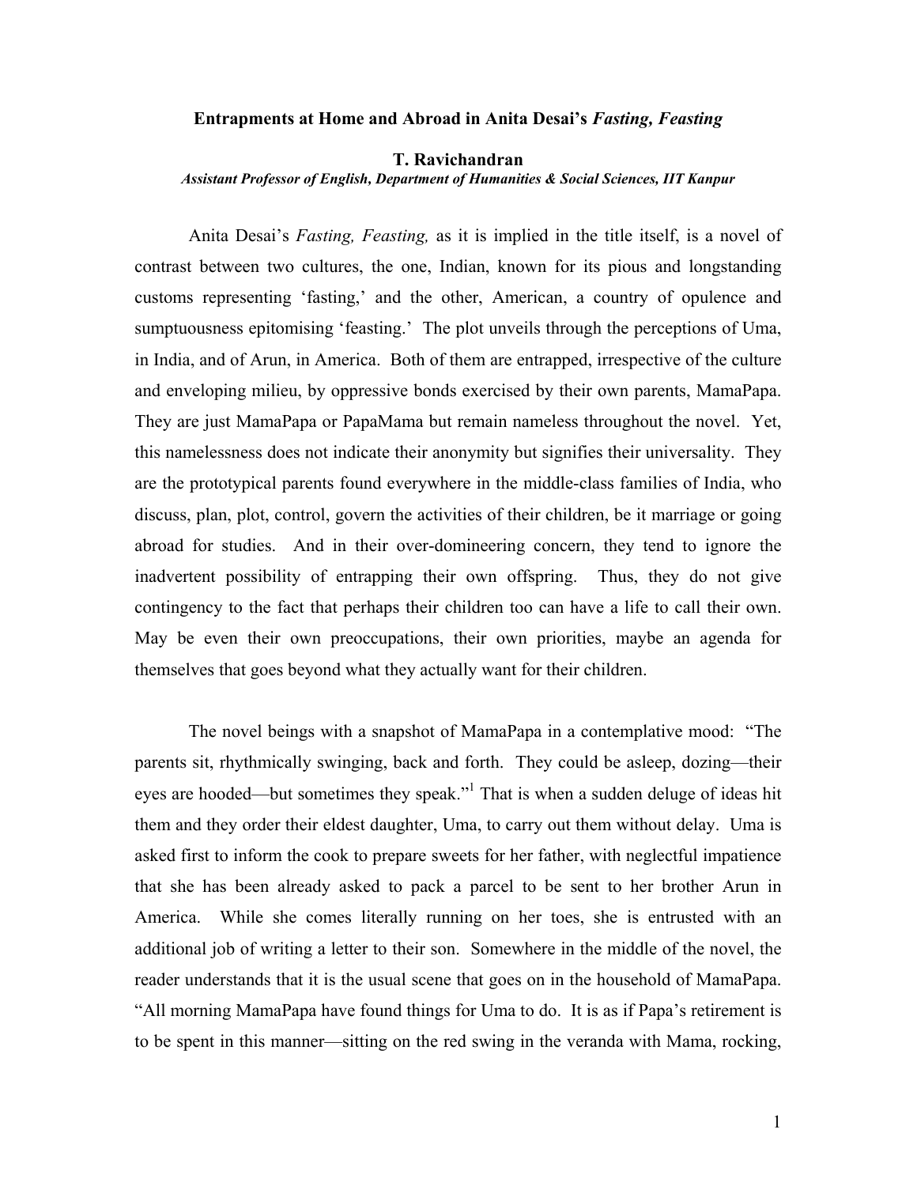# Entrapments at Home and Abroad in Anita Desai's *Fasting, Feasting*

**T. Ravichandran**

***Assistant Professor of English, Department of Humanities & Social Sciences, IIT Kanpur***

Anita Desai's *Fasting, Feasting,* as it is implied in the title itself, is a novel of contrast between two cultures, the one, Indian, known for its pious and longstanding customs representing 'fasting,' and the other, American, a country of opulence and sumptuousness epitomising 'feasting.' The plot unveils through the perceptions of Uma, in India, and of Arun, in America. Both of them are entrapped, irrespective of the culture and enveloping milieu, by oppressive bonds exercised by their own parents, MamaPapa. They are just MamaPapa or PapaMama but remain nameless throughout the novel. Yet, this namelessness does not indicate their anonymity but signifies their universality. They are the prototypical parents found everywhere in the middle-class families of India, who discuss, plan, plot, control, govern the activities of their children, be it marriage or going abroad for studies. And in their over-domineering concern, they tend to ignore the inadvertent possibility of entrapping their own offspring. Thus, they do not give contingency to the fact that perhaps their children too can have a life to call their own. May be even their own preoccupations, their own priorities, maybe an agenda for themselves that goes beyond what they actually want for their children.

The novel beings with a snapshot of MamaPapa in a contemplative mood: "The parents sit, rhythmically swinging, back and forth. They could be asleep, dozing—their eyes are hooded—but sometimes they speak."[1] That is when a sudden deluge of ideas hit them and they order their eldest daughter, Uma, to carry out them without delay. Uma is asked first to inform the cook to prepare sweets for her father, with neglectful impatience that she has been already asked to pack a parcel to be sent to her brother Arun in America. While she comes literally running on her toes, she is entrusted with an additional job of writing a letter to their son. Somewhere in the middle of the novel, the reader understands that it is the usual scene that goes on in the household of MamaPapa. "All morning MamaPapa have found things for Uma to do. It is as if Papa's retirement is to be spent in this manner—sitting on the red swing in the veranda with Mama, rocking,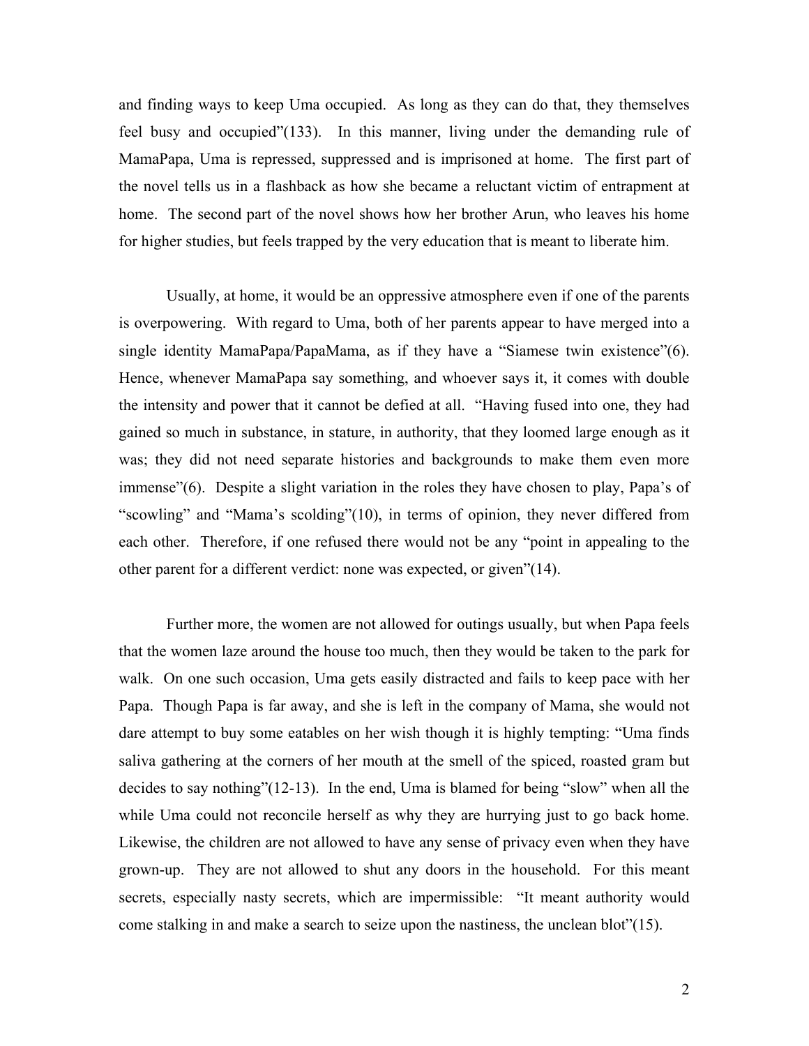and finding ways to keep Uma occupied. As long as they can do that, they themselves feel busy and occupied"(133). In this manner, living under the demanding rule of MamaPapa, Uma is repressed, suppressed and is imprisoned at home. The first part of the novel tells us in a flashback as how she became a reluctant victim of entrapment at home. The second part of the novel shows how her brother Arun, who leaves his home for higher studies, but feels trapped by the very education that is meant to liberate him.

Usually, at home, it would be an oppressive atmosphere even if one of the parents is overpowering. With regard to Uma, both of her parents appear to have merged into a single identity MamaPapa/PapaMama, as if they have a "Siamese twin existence"(6). Hence, whenever MamaPapa say something, and whoever says it, it comes with double the intensity and power that it cannot be defied at all. "Having fused into one, they had gained so much in substance, in stature, in authority, that they loomed large enough as it was; they did not need separate histories and backgrounds to make them even more immense"(6). Despite a slight variation in the roles they have chosen to play, Papa's of "scowling" and "Mama's scolding"(10), in terms of opinion, they never differed from each other. Therefore, if one refused there would not be any "point in appealing to the other parent for a different verdict: none was expected, or given"(14).

Further more, the women are not allowed for outings usually, but when Papa feels that the women laze around the house too much, then they would be taken to the park for walk. On one such occasion, Uma gets easily distracted and fails to keep pace with her Papa. Though Papa is far away, and she is left in the company of Mama, she would not dare attempt to buy some eatables on her wish though it is highly tempting: "Uma finds saliva gathering at the corners of her mouth at the smell of the spiced, roasted gram but decides to say nothing"(12-13). In the end, Uma is blamed for being "slow" when all the while Uma could not reconcile herself as why they are hurrying just to go back home. Likewise, the children are not allowed to have any sense of privacy even when they have grown-up. They are not allowed to shut any doors in the household. For this meant secrets, especially nasty secrets, which are impermissible: "It meant authority would come stalking in and make a search to seize upon the nastiness, the unclean blot"(15).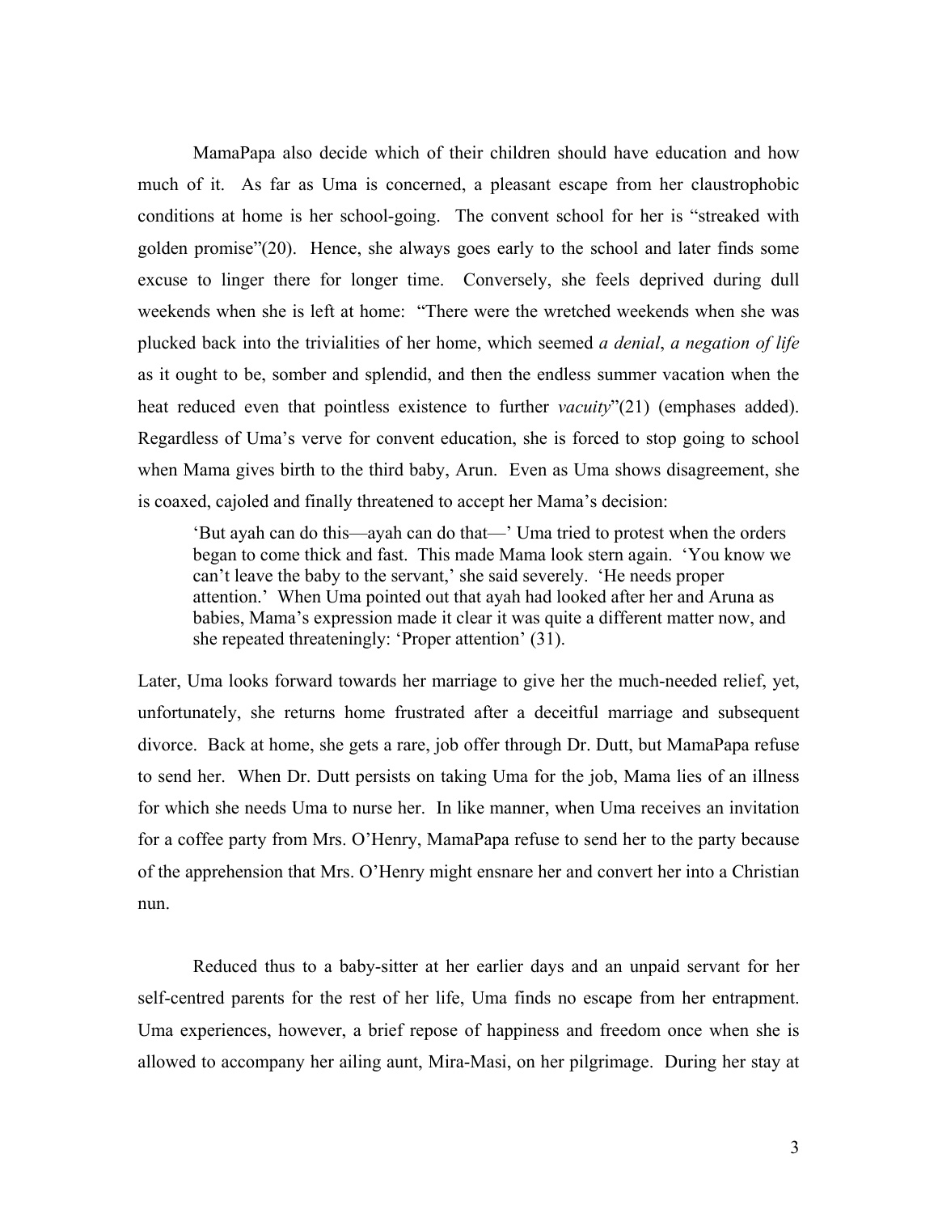MamaPapa also decide which of their children should have education and how much of it. As far as Uma is concerned, a pleasant escape from her claustrophobic conditions at home is her school-going. The convent school for her is "streaked with golden promise"(20). Hence, she always goes early to the school and later finds some excuse to linger there for longer time. Conversely, she feels deprived during dull weekends when she is left at home: "There were the wretched weekends when she was plucked back into the trivialities of her home, which seemed *a denial*, *a negation of life* as it ought to be, somber and splendid, and then the endless summer vacation when the heat reduced even that pointless existence to further *vacuity*"(21) (emphases added). Regardless of Uma's verve for convent education, she is forced to stop going to school when Mama gives birth to the third baby, Arun. Even as Uma shows disagreement, she is coaxed, cajoled and finally threatened to accept her Mama's decision:

> 'But ayah can do this—ayah can do that—' Uma tried to protest when the orders began to come thick and fast. This made Mama look stern again. 'You know we can't leave the baby to the servant,' she said severely. 'He needs proper attention.' When Uma pointed out that ayah had looked after her and Aruna as babies, Mama's expression made it clear it was quite a different matter now, and she repeated threateningly: 'Proper attention' (31).

Later, Uma looks forward towards her marriage to give her the much-needed relief, yet, unfortunately, she returns home frustrated after a deceitful marriage and subsequent divorce. Back at home, she gets a rare, job offer through Dr. Dutt, but MamaPapa refuse to send her. When Dr. Dutt persists on taking Uma for the job, Mama lies of an illness for which she needs Uma to nurse her. In like manner, when Uma receives an invitation for a coffee party from Mrs. O'Henry, MamaPapa refuse to send her to the party because of the apprehension that Mrs. O'Henry might ensnare her and convert her into a Christian nun.

Reduced thus to a baby-sitter at her earlier days and an unpaid servant for her self-centred parents for the rest of her life, Uma finds no escape from her entrapment. Uma experiences, however, a brief repose of happiness and freedom once when she is allowed to accompany her ailing aunt, Mira-Masi, on her pilgrimage. During her stay at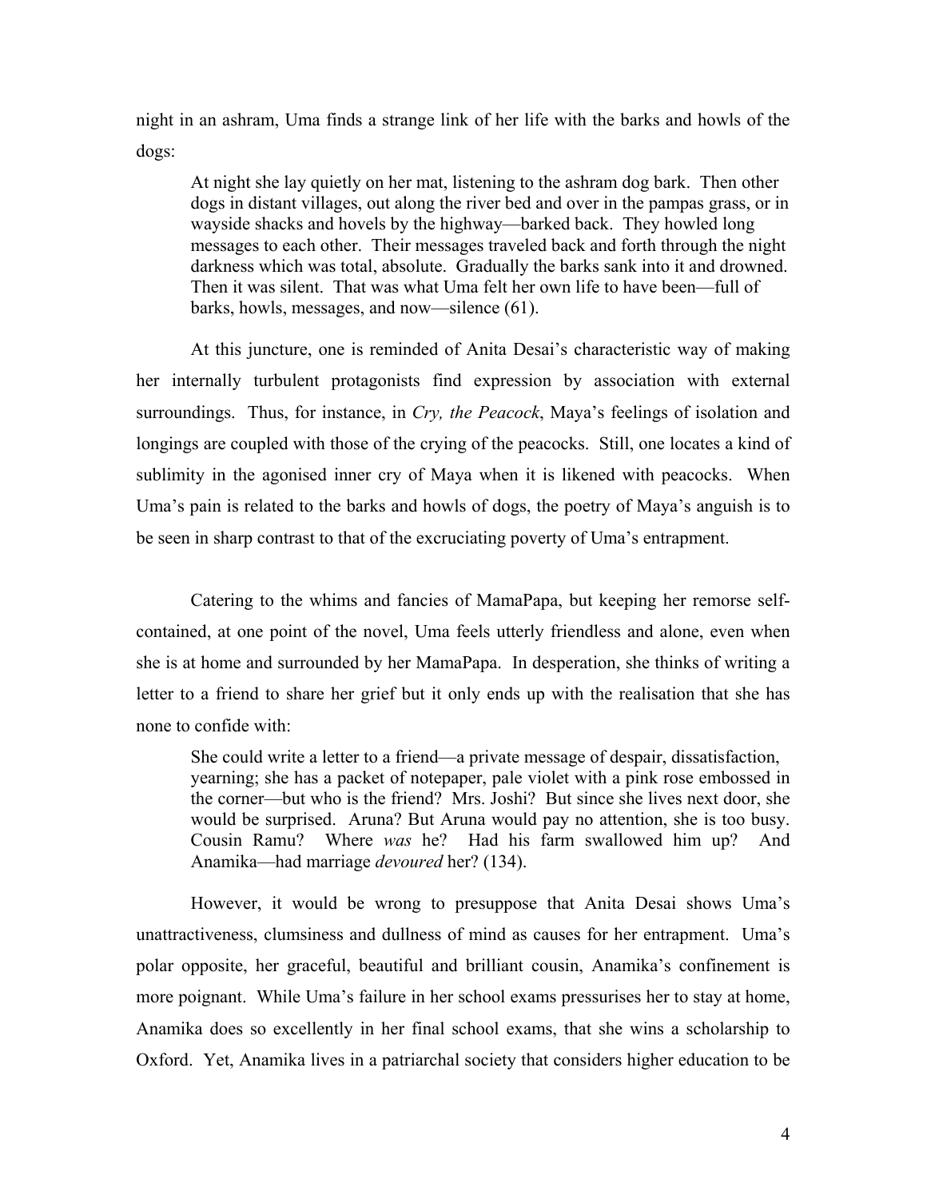night in an ashram, Uma finds a strange link of her life with the barks and howls of the dogs:

> At night she lay quietly on her mat, listening to the ashram dog bark. Then other dogs in distant villages, out along the river bed and over in the pampas grass, or in wayside shacks and hovels by the highway—barked back. They howled long messages to each other. Their messages traveled back and forth through the night darkness which was total, absolute. Gradually the barks sank into it and drowned. Then it was silent. That was what Uma felt her own life to have been—full of barks, howls, messages, and now—silence (61).

At this juncture, one is reminded of Anita Desai's characteristic way of making her internally turbulent protagonists find expression by association with external surroundings. Thus, for instance, in *Cry, the Peacock*, Maya's feelings of isolation and longings are coupled with those of the crying of the peacocks. Still, one locates a kind of sublimity in the agonised inner cry of Maya when it is likened with peacocks. When Uma's pain is related to the barks and howls of dogs, the poetry of Maya's anguish is to be seen in sharp contrast to that of the excruciating poverty of Uma's entrapment.

Catering to the whims and fancies of MamaPapa, but keeping her remorse self-contained, at one point of the novel, Uma feels utterly friendless and alone, even when she is at home and surrounded by her MamaPapa. In desperation, she thinks of writing a letter to a friend to share her grief but it only ends up with the realisation that she has none to confide with:

> She could write a letter to a friend—a private message of despair, dissatisfaction, yearning; she has a packet of notepaper, pale violet with a pink rose embossed in the corner—but who is the friend? Mrs. Joshi? But since she lives next door, she would be surprised. Aruna? But Aruna would pay no attention, she is too busy. Cousin Ramu? Where *was* he? Had his farm swallowed him up? And Anamika—had marriage *devoured* her? (134).

However, it would be wrong to presuppose that Anita Desai shows Uma's unattractiveness, clumsiness and dullness of mind as causes for her entrapment. Uma's polar opposite, her graceful, beautiful and brilliant cousin, Anamika's confinement is more poignant. While Uma's failure in her school exams pressurises her to stay at home, Anamika does so excellently in her final school exams, that she wins a scholarship to Oxford. Yet, Anamika lives in a patriarchal society that considers higher education to be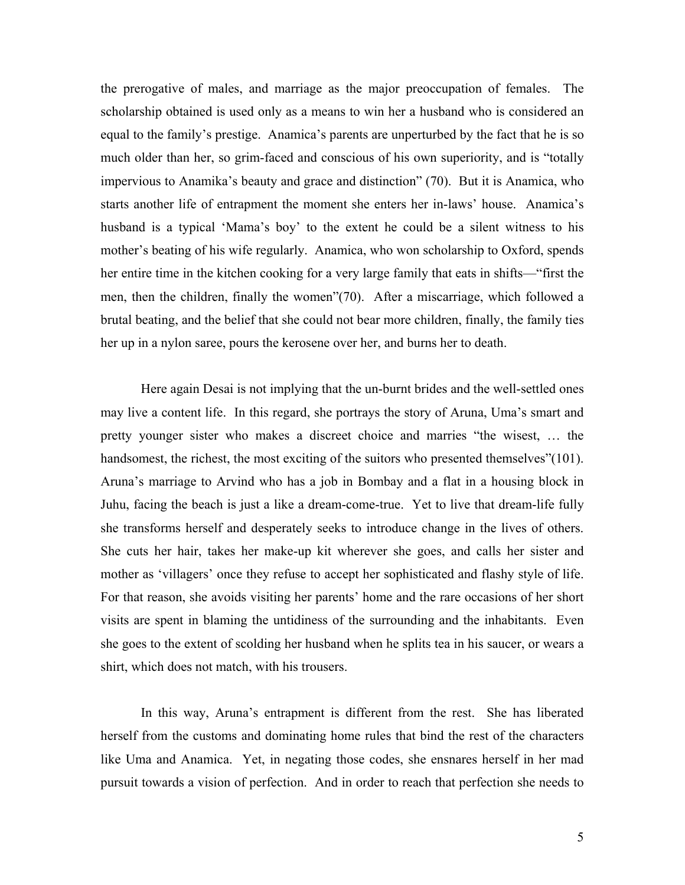the prerogative of males, and marriage as the major preoccupation of females. The scholarship obtained is used only as a means to win her a husband who is considered an equal to the family's prestige. Anamica's parents are unperturbed by the fact that he is so much older than her, so grim-faced and conscious of his own superiority, and is "totally impervious to Anamika's beauty and grace and distinction" (70). But it is Anamica, who starts another life of entrapment the moment she enters her in-laws' house. Anamica's husband is a typical 'Mama's boy' to the extent he could be a silent witness to his mother's beating of his wife regularly. Anamica, who won scholarship to Oxford, spends her entire time in the kitchen cooking for a very large family that eats in shifts—"first the men, then the children, finally the women"(70). After a miscarriage, which followed a brutal beating, and the belief that she could not bear more children, finally, the family ties her up in a nylon saree, pours the kerosene over her, and burns her to death.

Here again Desai is not implying that the un-burnt brides and the well-settled ones may live a content life. In this regard, she portrays the story of Aruna, Uma's smart and pretty younger sister who makes a discreet choice and marries "the wisest, … the handsomest, the richest, the most exciting of the suitors who presented themselves"(101). Aruna's marriage to Arvind who has a job in Bombay and a flat in a housing block in Juhu, facing the beach is just a like a dream-come-true. Yet to live that dream-life fully she transforms herself and desperately seeks to introduce change in the lives of others. She cuts her hair, takes her make-up kit wherever she goes, and calls her sister and mother as 'villagers' once they refuse to accept her sophisticated and flashy style of life. For that reason, she avoids visiting her parents' home and the rare occasions of her short visits are spent in blaming the untidiness of the surrounding and the inhabitants. Even she goes to the extent of scolding her husband when he splits tea in his saucer, or wears a shirt, which does not match, with his trousers.

In this way, Aruna's entrapment is different from the rest. She has liberated herself from the customs and dominating home rules that bind the rest of the characters like Uma and Anamica. Yet, in negating those codes, she ensnares herself in her mad pursuit towards a vision of perfection. And in order to reach that perfection she needs to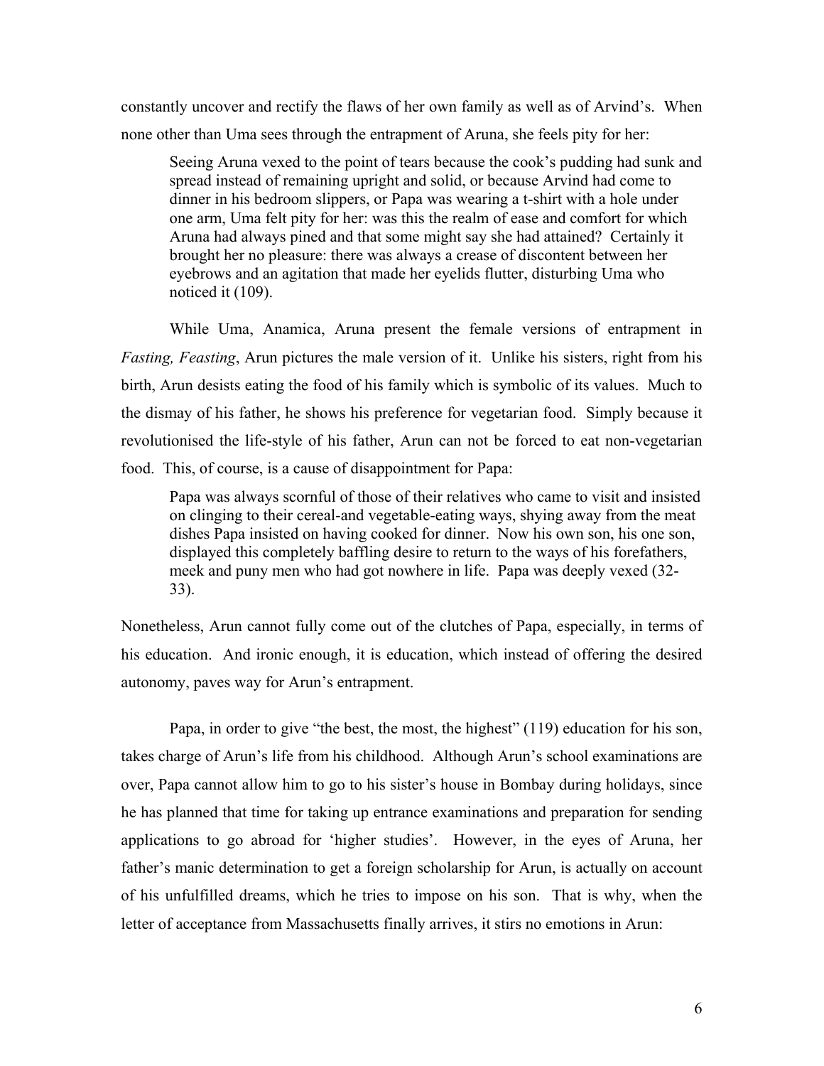constantly uncover and rectify the flaws of her own family as well as of Arvind's. When none other than Uma sees through the entrapment of Aruna, she feels pity for her:

> Seeing Aruna vexed to the point of tears because the cook's pudding had sunk and spread instead of remaining upright and solid, or because Arvind had come to dinner in his bedroom slippers, or Papa was wearing a t-shirt with a hole under one arm, Uma felt pity for her: was this the realm of ease and comfort for which Aruna had always pined and that some might say she had attained? Certainly it brought her no pleasure: there was always a crease of discontent between her eyebrows and an agitation that made her eyelids flutter, disturbing Uma who noticed it (109).

While Uma, Anamica, Aruna present the female versions of entrapment in *Fasting, Feasting*, Arun pictures the male version of it. Unlike his sisters, right from his birth, Arun desists eating the food of his family which is symbolic of its values. Much to the dismay of his father, he shows his preference for vegetarian food. Simply because it revolutionised the life-style of his father, Arun can not be forced to eat non-vegetarian food. This, of course, is a cause of disappointment for Papa:

> Papa was always scornful of those of their relatives who came to visit and insisted on clinging to their cereal-and vegetable-eating ways, shying away from the meat dishes Papa insisted on having cooked for dinner. Now his own son, his one son, displayed this completely baffling desire to return to the ways of his forefathers, meek and puny men who had got nowhere in life. Papa was deeply vexed (32-33).

Nonetheless, Arun cannot fully come out of the clutches of Papa, especially, in terms of his education. And ironic enough, it is education, which instead of offering the desired autonomy, paves way for Arun's entrapment.

Papa, in order to give "the best, the most, the highest" (119) education for his son, takes charge of Arun's life from his childhood. Although Arun's school examinations are over, Papa cannot allow him to go to his sister's house in Bombay during holidays, since he has planned that time for taking up entrance examinations and preparation for sending applications to go abroad for 'higher studies'. However, in the eyes of Aruna, her father's manic determination to get a foreign scholarship for Arun, is actually on account of his unfulfilled dreams, which he tries to impose on his son. That is why, when the letter of acceptance from Massachusetts finally arrives, it stirs no emotions in Arun: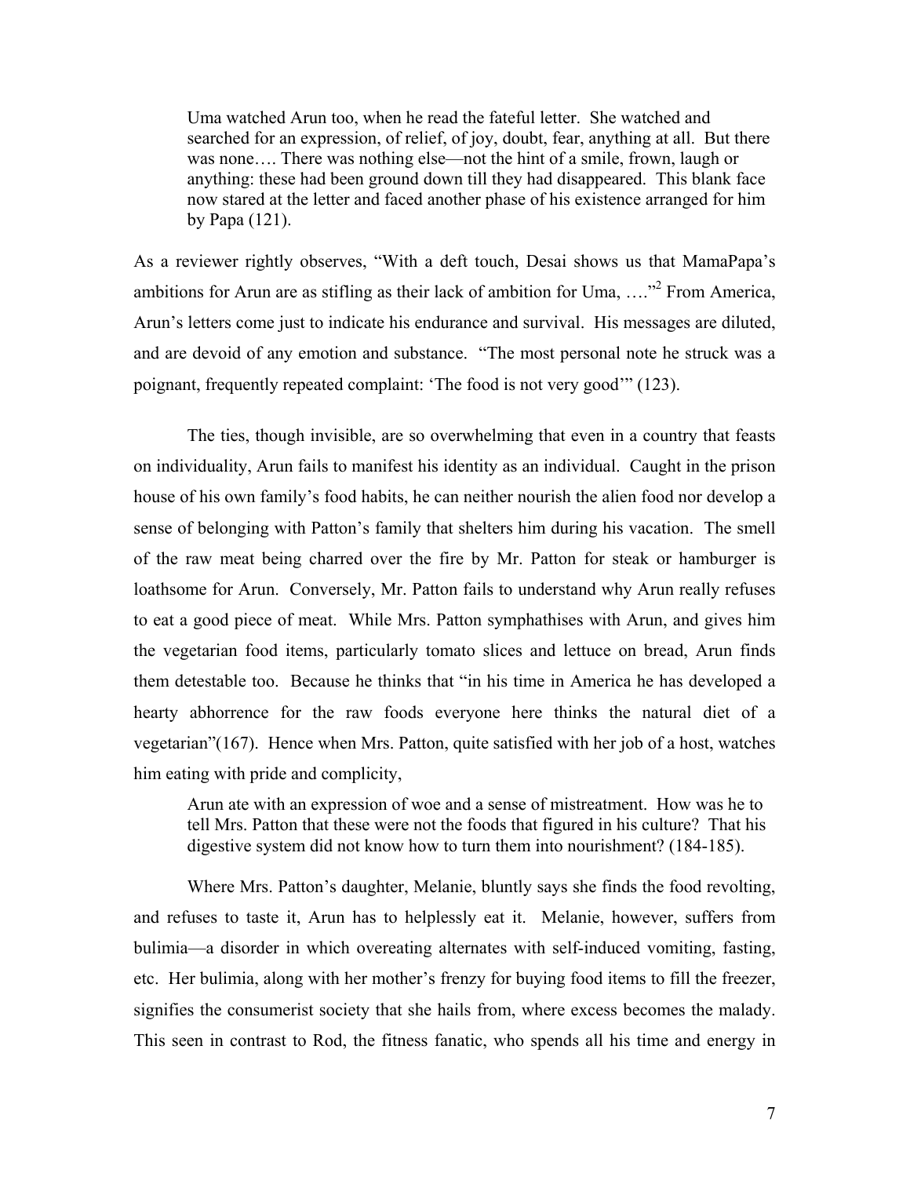> Uma watched Arun too, when he read the fateful letter. She watched and searched for an expression, of relief, of joy, doubt, fear, anything at all. But there was none…. There was nothing else—not the hint of a smile, frown, laugh or anything: these had been ground down till they had disappeared. This blank face now stared at the letter and faced another phase of his existence arranged for him by Papa (121).

As a reviewer rightly observes, "With a deft touch, Desai shows us that MamaPapa's ambitions for Arun are as stifling as their lack of ambition for Uma, …."[2] From America, Arun's letters come just to indicate his endurance and survival. His messages are diluted, and are devoid of any emotion and substance. "The most personal note he struck was a poignant, frequently repeated complaint: 'The food is not very good'" (123).

The ties, though invisible, are so overwhelming that even in a country that feasts on individuality, Arun fails to manifest his identity as an individual. Caught in the prison house of his own family's food habits, he can neither nourish the alien food nor develop a sense of belonging with Patton's family that shelters him during his vacation. The smell of the raw meat being charred over the fire by Mr. Patton for steak or hamburger is loathsome for Arun. Conversely, Mr. Patton fails to understand why Arun really refuses to eat a good piece of meat. While Mrs. Patton symphathises with Arun, and gives him the vegetarian food items, particularly tomato slices and lettuce on bread, Arun finds them detestable too. Because he thinks that "in his time in America he has developed a hearty abhorrence for the raw foods everyone here thinks the natural diet of a vegetarian"(167). Hence when Mrs. Patton, quite satisfied with her job of a host, watches him eating with pride and complicity,

> Arun ate with an expression of woe and a sense of mistreatment. How was he to tell Mrs. Patton that these were not the foods that figured in his culture? That his digestive system did not know how to turn them into nourishment? (184-185).

Where Mrs. Patton's daughter, Melanie, bluntly says she finds the food revolting, and refuses to taste it, Arun has to helplessly eat it. Melanie, however, suffers from bulimia—a disorder in which overeating alternates with self-induced vomiting, fasting, etc. Her bulimia, along with her mother's frenzy for buying food items to fill the freezer, signifies the consumerist society that she hails from, where excess becomes the malady. This seen in contrast to Rod, the fitness fanatic, who spends all his time and energy in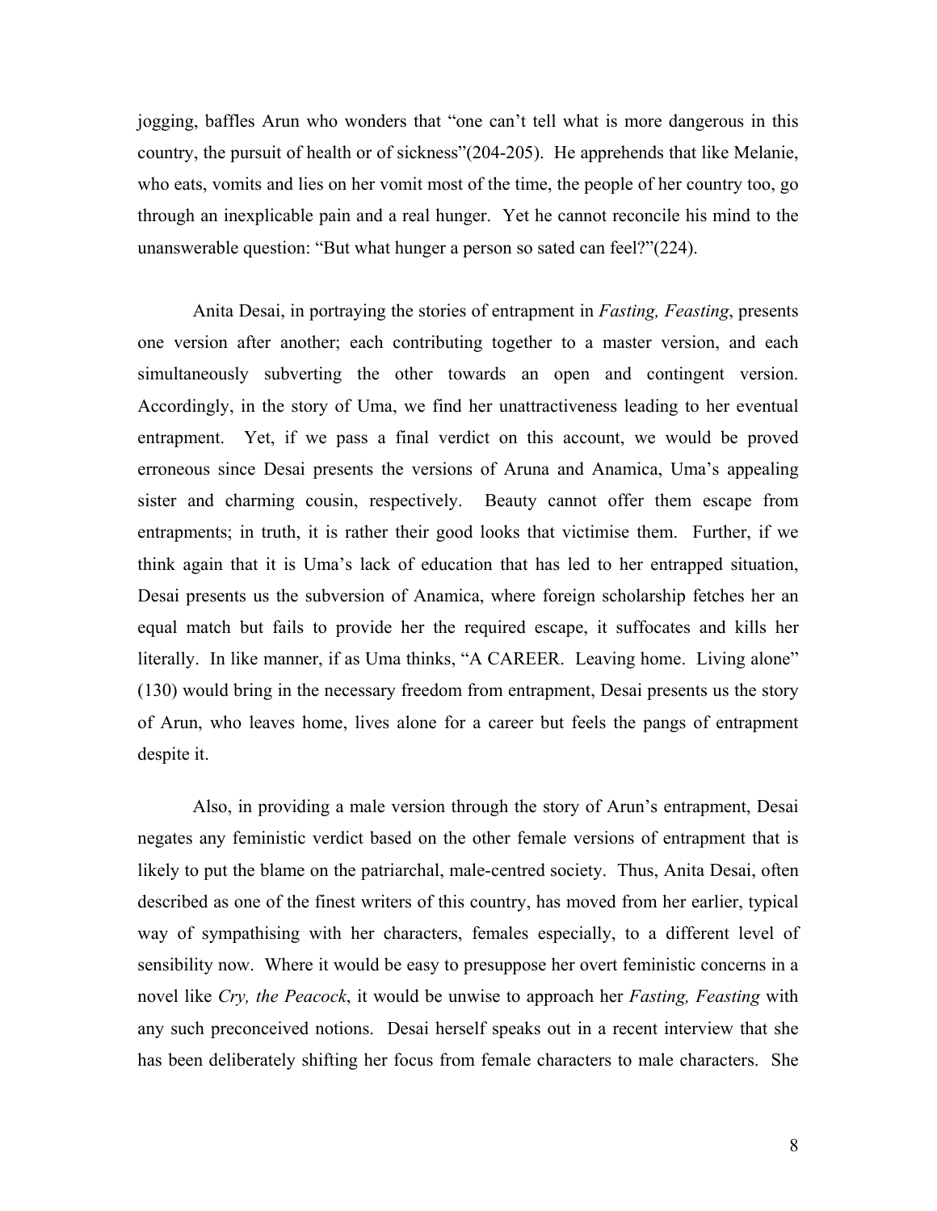jogging, baffles Arun who wonders that "one can't tell what is more dangerous in this country, the pursuit of health or of sickness"(204-205). He apprehends that like Melanie, who eats, vomits and lies on her vomit most of the time, the people of her country too, go through an inexplicable pain and a real hunger. Yet he cannot reconcile his mind to the unanswerable question: "But what hunger a person so sated can feel?"(224).

Anita Desai, in portraying the stories of entrapment in *Fasting, Feasting*, presents one version after another; each contributing together to a master version, and each simultaneously subverting the other towards an open and contingent version. Accordingly, in the story of Uma, we find her unattractiveness leading to her eventual entrapment. Yet, if we pass a final verdict on this account, we would be proved erroneous since Desai presents the versions of Aruna and Anamica, Uma's appealing sister and charming cousin, respectively. Beauty cannot offer them escape from entrapments; in truth, it is rather their good looks that victimise them. Further, if we think again that it is Uma's lack of education that has led to her entrapped situation, Desai presents us the subversion of Anamica, where foreign scholarship fetches her an equal match but fails to provide her the required escape, it suffocates and kills her literally. In like manner, if as Uma thinks, "A CAREER. Leaving home. Living alone" (130) would bring in the necessary freedom from entrapment, Desai presents us the story of Arun, who leaves home, lives alone for a career but feels the pangs of entrapment despite it.

Also, in providing a male version through the story of Arun's entrapment, Desai negates any feministic verdict based on the other female versions of entrapment that is likely to put the blame on the patriarchal, male-centred society. Thus, Anita Desai, often described as one of the finest writers of this country, has moved from her earlier, typical way of sympathising with her characters, females especially, to a different level of sensibility now. Where it would be easy to presuppose her overt feministic concerns in a novel like *Cry, the Peacock*, it would be unwise to approach her *Fasting, Feasting* with any such preconceived notions. Desai herself speaks out in a recent interview that she has been deliberately shifting her focus from female characters to male characters. She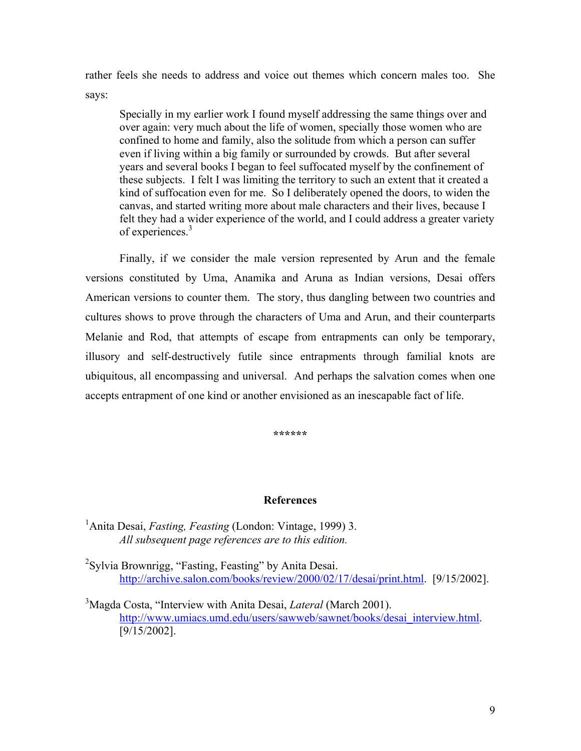rather feels she needs to address and voice out themes which concern males too. She says:

> Specially in my earlier work I found myself addressing the same things over and over again: very much about the life of women, specially those women who are confined to home and family, also the solitude from which a person can suffer even if living within a big family or surrounded by crowds. But after several years and several books I began to feel suffocated myself by the confinement of these subjects. I felt I was limiting the territory to such an extent that it created a kind of suffocation even for me. So I deliberately opened the doors, to widen the canvas, and started writing more about male characters and their lives, because I felt they had a wider experience of the world, and I could address a greater variety of experiences.[3]

Finally, if we consider the male version represented by Arun and the female versions constituted by Uma, Anamika and Aruna as Indian versions, Desai offers American versions to counter them. The story, thus dangling between two countries and cultures shows to prove through the characters of Uma and Arun, and their counterparts Melanie and Rod, that attempts of escape from entrapments can only be temporary, illusory and self-destructively futile since entrapments through familial knots are ubiquitous, all encompassing and universal. And perhaps the salvation comes when one accepts entrapment of one kind or another envisioned as an inescapable fact of life.

******

## References

[1]Anita Desai, *Fasting, Feasting* (London: Vintage, 1999) 3.
*All subsequent page references are to this edition.*

[2]Sylvia Brownrigg, "Fasting, Feasting" by Anita Desai.
http://archive.salon.com/books/review/2000/02/17/desai/print.html. [9/15/2002].

[3]Magda Costa, "Interview with Anita Desai, *Lateral* (March 2001).
http://www.umiacs.umd.edu/users/sawweb/sawnet/books/desai_interview.html. [9/15/2002].